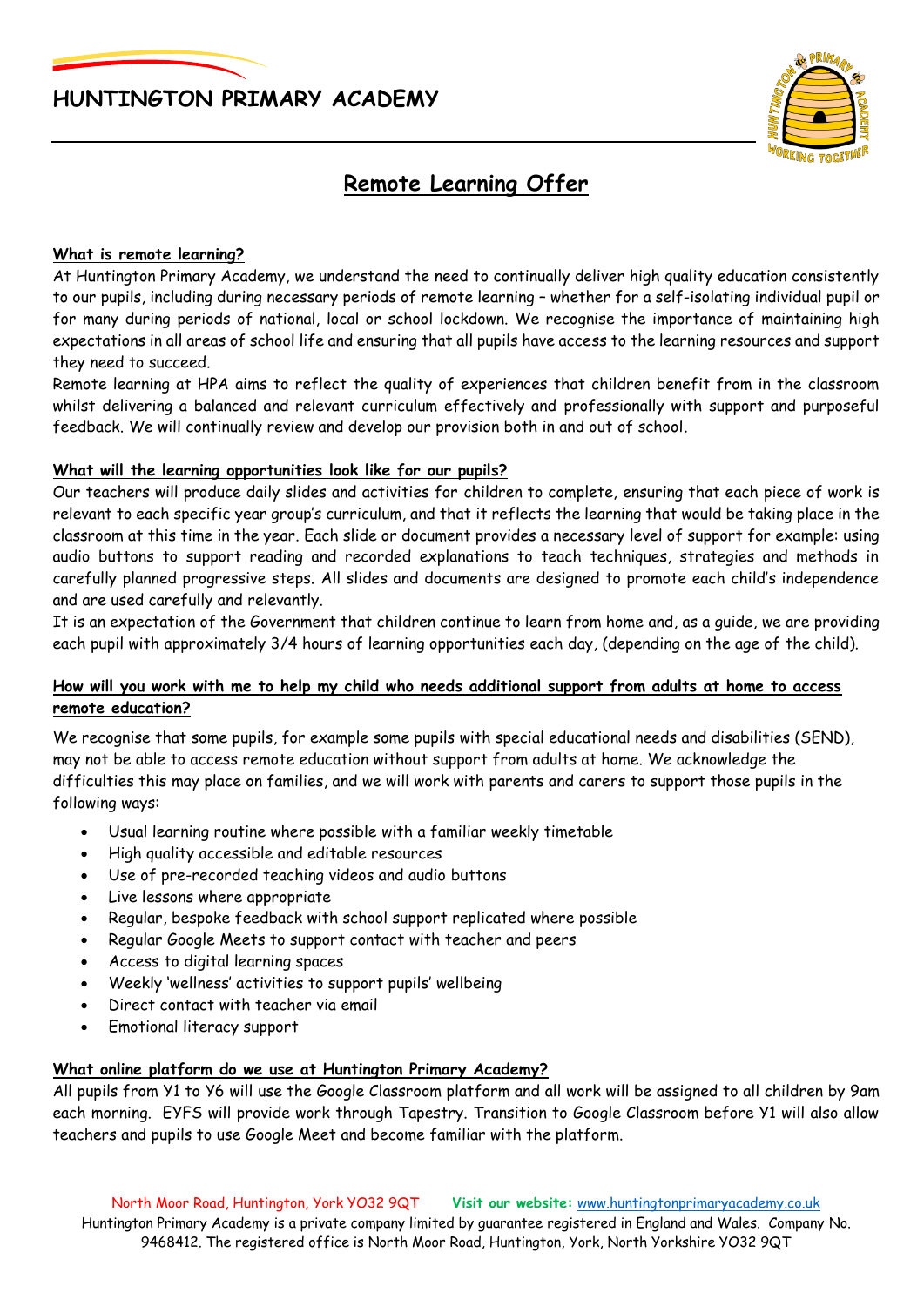# HUNTINGTON PRIMARY ACADEMY

## Remote Learning Offer

### What is remote learning?

At Huntington Primary Academy, we understand the need to continually deliver high quality education consistently to our pupils, including during necessary periods of remote learning – whether for a self-isolating individual pupil or for many during periods of national, local or school lockdown. We recognise the importance of maintaining high expectations in all areas of school life and ensuring that all pupils have access to the learning resources and support they need to succeed.

Remote learning at HPA aims to reflect the quality of experiences that children benefit from in the classroom whilst delivering a balanced and relevant curriculum effectively and professionally with support and purposeful feedback. We will continually review and develop our provision both in and out of school.

### What will the learning opportunities look like for our pupils?

Our teachers will produce daily slides and activities for children to complete, ensuring that each piece of work is relevant to each specific year group's curriculum, and that it reflects the learning that would be taking place in the classroom at this time in the year. Each slide or document provides a necessary level of support for example: using audio buttons to support reading and recorded explanations to teach techniques, strategies and methods in carefully planned progressive steps. All slides and documents are designed to promote each child's independence and are used carefully and relevantly.

It is an expectation of the Government that children continue to learn from home and, as a guide, we are providing each pupil with approximately 3/4 hours of learning opportunities each day, (depending on the age of the child).

### How will you work with me to help my child who needs additional support from adults at home to access remote education?

We recognise that some pupils, for example some pupils with special educational needs and disabilities (SEND), may not be able to access remote education without support from adults at home. We acknowledge the difficulties this may place on families, and we will work with parents and carers to support those pupils in the following ways:

- Usual learning routine where possible with a familiar weekly timetable
- High quality accessible and editable resources
- Use of pre-recorded teaching videos and audio buttons
- Live lessons where appropriate
- Regular, bespoke feedback with school support replicated where possible
- Regular Google Meets to support contact with teacher and peers
- Access to digital learning spaces
- Weekly 'wellness' activities to support pupils' wellbeing
- Direct contact with teacher via email
- Emotional literacy support

### What online platform do we use at Huntington Primary Academy?

All pupils from Y1 to Y6 will use the Google Classroom platform and all work will be assigned to all children by 9am each morning. EYFS will provide work through Tapestry. Transition to Google Classroom before Y1 will also allow teachers and pupils to use Google Meet and become familiar with the platform.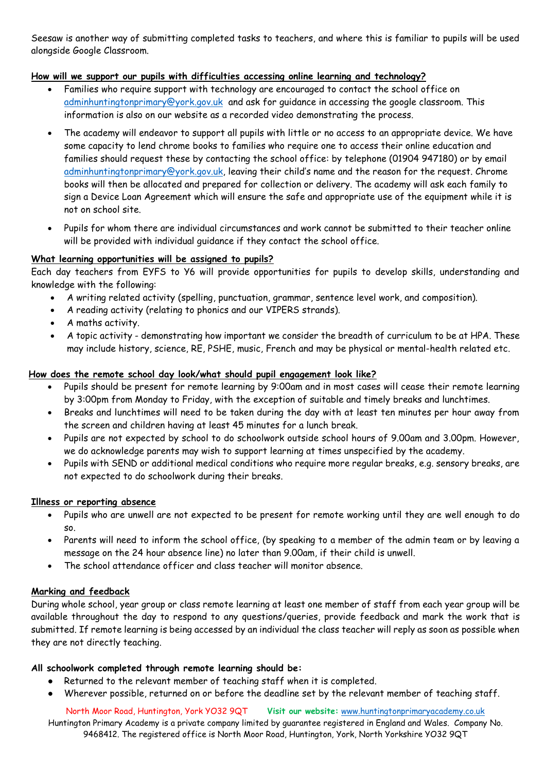Seesaw is another way of submitting completed tasks to teachers, and where this is familiar to pupils will be used alongside Google Classroom.

**How will we support our pupils with difficulties accessing online learning and technology?**

- Families who require support with technology are encouraged to contact the school office on adminhuntingtonprimary@york.gov.uk and ask for guidance in accessing the google classroom. This information is also on our website as a recorded video demonstrating the process.
- The academy will endeavor to support all pupils with little or no access to an appropriate device. We have some capacity to lend chrome books to families who require one to access their online education and families should request these by contacting the school office: by telephone (01904 947180) or by email adminhuntingtonprimary@york.gov.uk, leaving their child's name and the reason for the request. Chrome books will then be allocated and prepared for collection or delivery. The academy will ask each family to sign a Device Loan Agreement which will ensure the safe and appropriate use of the equipment while it is not on school site.
- Pupils for whom there are individual circumstances and work cannot be submitted to their teacher online will be provided with individual guidance if they contact the school office.

**What learning opportunities will be assigned to pupils?**

Each day teachers from EYFS to Y6 will provide opportunities for pupils to develop skills, understanding and knowledge with the following:

- A writing related activity (spelling, punctuation, grammar, sentence level work, and composition).
- A reading activity (relating to phonics and our VIPERS strands).
- A maths activity.
- A topic activity - demonstrating how important we consider the breadth of curriculum to be at HPA. These may include history, science, RE, PSHE, music, French and may be physical or mental-health related etc.

**How does the remote school day look/what should pupil engagement look like?**

- Pupils should be present for remote learning by 9:00am and in most cases will cease their remote learning by 3:00pm from Monday to Friday, with the exception of suitable and timely breaks and lunchtimes.
- Breaks and lunchtimes will need to be taken during the day with at least ten minutes per hour away from the screen and children having at least 45 minutes for a lunch break.
- Pupils are not expected by school to do schoolwork outside school hours of 9.00am and 3.00pm. However, we do acknowledge parents may wish to support learning at times unspecified by the academy.
- Pupils with SEND or additional medical conditions who require more regular breaks, e.g. sensory breaks, are not expected to do schoolwork during their breaks.

**Illness or reporting absence**

- Pupils who are unwell are not expected to be present for remote working until they are well enough to do so.
- Parents will need to inform the school office, (by speaking to a member of the admin team or by leaving a message on the 24 hour absence line) no later than 9.00am, if their child is unwell.
- The school attendance officer and class teacher will monitor absence.

**Marking and feedback**

During whole school, year group or class remote learning at least one member of staff from each year group will be available throughout the day to respond to any questions/queries, provide feedback and mark the work that is submitted. If remote learning is being accessed by an individual the class teacher will reply as soon as possible when they are not directly teaching.

**All schoolwork completed through remote learning should be:**

- Returned to the relevant member of teaching staff when it is completed.
- Wherever possible, returned on or before the deadline set by the relevant member of teaching staff.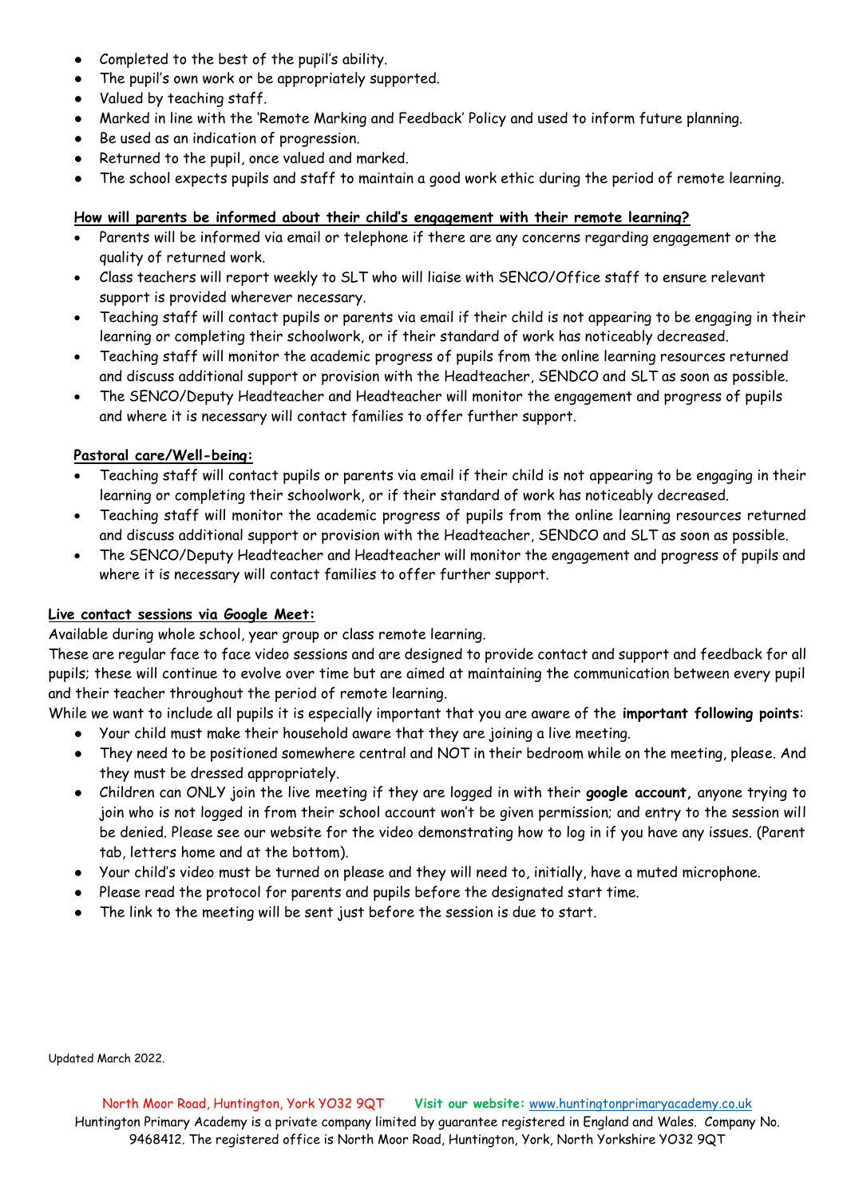- Completed to the best of the pupil's ability.
- The pupil's own work or be appropriately supported.
- Valued by teaching staff.
- Marked in line with the 'Remote Marking and Feedback' Policy and used to inform future planning.
- Be used as an indication of progression.
- Returned to the pupil, once valued and marked.
- The school expects pupils and staff to maintain a good work ethic during the period of remote learning.

**How will parents be informed about their child's engagement with their remote learning?**

- Parents will be informed via email or telephone if there are any concerns regarding engagement or the quality of returned work.
- Class teachers will report weekly to SLT who will liaise with SENCO/Office staff to ensure relevant support is provided wherever necessary.
- Teaching staff will contact pupils or parents via email if their child is not appearing to be engaging in their learning or completing their schoolwork, or if their standard of work has noticeably decreased.
- Teaching staff will monitor the academic progress of pupils from the online learning resources returned and discuss additional support or provision with the Headteacher, SENDCO and SLT as soon as possible.
- The SENCO/Deputy Headteacher and Headteacher will monitor the engagement and progress of pupils and where it is necessary will contact families to offer further support.

**Pastoral care/Well-being:**

- Teaching staff will contact pupils or parents via email if their child is not appearing to be engaging in their learning or completing their schoolwork, or if their standard of work has noticeably decreased.
- Teaching staff will monitor the academic progress of pupils from the online learning resources returned and discuss additional support or provision with the Headteacher, SENDCO and SLT as soon as possible.
- The SENCO/Deputy Headteacher and Headteacher will monitor the engagement and progress of pupils and where it is necessary will contact families to offer further support.

**Live contact sessions via Google Meet:**

Available during whole school, year group or class remote learning.

These are regular face to face video sessions and are designed to provide contact and support and feedback for all pupils; these will continue to evolve over time but are aimed at maintaining the communication between every pupil and their teacher throughout the period of remote learning.

While we want to include all pupils it is especially important that you are aware of the **important following points**:

- Your child must make their household aware that they are joining a live meeting.
- They need to be positioned somewhere central and NOT in their bedroom while on the meeting, please. And they must be dressed appropriately.
- Children can ONLY join the live meeting if they are logged in with their **google account,** anyone trying to join who is not logged in from their school account won't be given permission; and entry to the session will be denied. Please see our website for the video demonstrating how to log in if you have any issues. (Parent tab, letters home and at the bottom).
- Your child's video must be turned on please and they will need to, initially, have a muted microphone.
- Please read the protocol for parents and pupils before the designated start time.
- The link to the meeting will be sent just before the session is due to start.

Updated March 2022.

North Moor Road, Huntington, York YO32 9QT **Visit our website:** www.huntingtonprimaryacademy.co.uk
Huntington Primary Academy is a private company limited by guarantee registered in England and Wales. Company No. 9468412. The registered office is North Moor Road, Huntington, York, North Yorkshire YO32 9QT